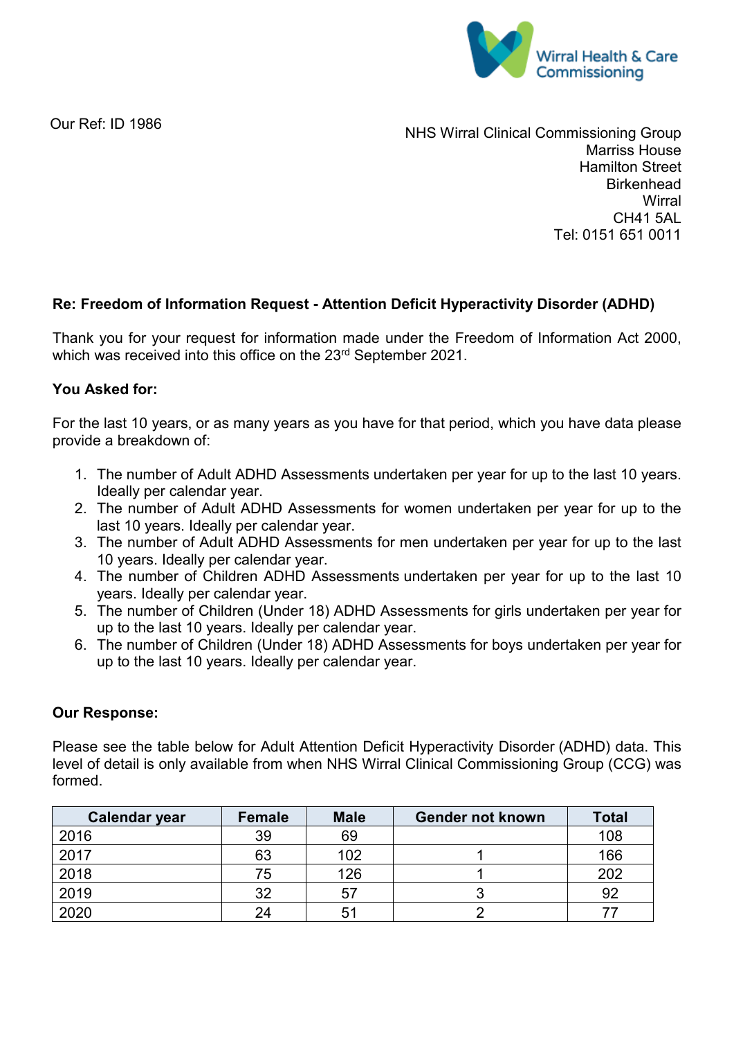Wirral Health & Care Commissioning

Our Ref: ID 1986

NHS Wirral Clinical Commissioning Group
Marriss House
Hamilton Street
Birkenhead
Wirral
CH41 5AL
Tel: 0151 651 0011

**Re: Freedom of Information Request - Attention Deficit Hyperactivity Disorder (ADHD)**

Thank you for your request for information made under the Freedom of Information Act 2000, which was received into this office on the 23rd September 2021.

**You Asked for:**

For the last 10 years, or as many years as you have for that period, which you have data please provide a breakdown of:

1. The number of Adult ADHD Assessments undertaken per year for up to the last 10 years. Ideally per calendar year.
2. The number of Adult ADHD Assessments for women undertaken per year for up to the last 10 years. Ideally per calendar year.
3. The number of Adult ADHD Assessments for men undertaken per year for up to the last 10 years. Ideally per calendar year.
4. The number of Children ADHD Assessments undertaken per year for up to the last 10 years. Ideally per calendar year.
5. The number of Children (Under 18) ADHD Assessments for girls undertaken per year for up to the last 10 years. Ideally per calendar year.
6. The number of Children (Under 18) ADHD Assessments for boys undertaken per year for up to the last 10 years. Ideally per calendar year.

**Our Response:**

Please see the table below for Adult Attention Deficit Hyperactivity Disorder (ADHD) data. This level of detail is only available from when NHS Wirral Clinical Commissioning Group (CCG) was formed.

| Calendar year | Female | Male | Gender not known | Total |
|---|---|---|---|---|
| 2016 | 39 | 69 | | 108 |
| 2017 | 63 | 102 | 1 | 166 |
| 2018 | 75 | 126 | 1 | 202 |
| 2019 | 32 | 57 | 3 | 92 |
| 2020 | 24 | 51 | 2 | 77 |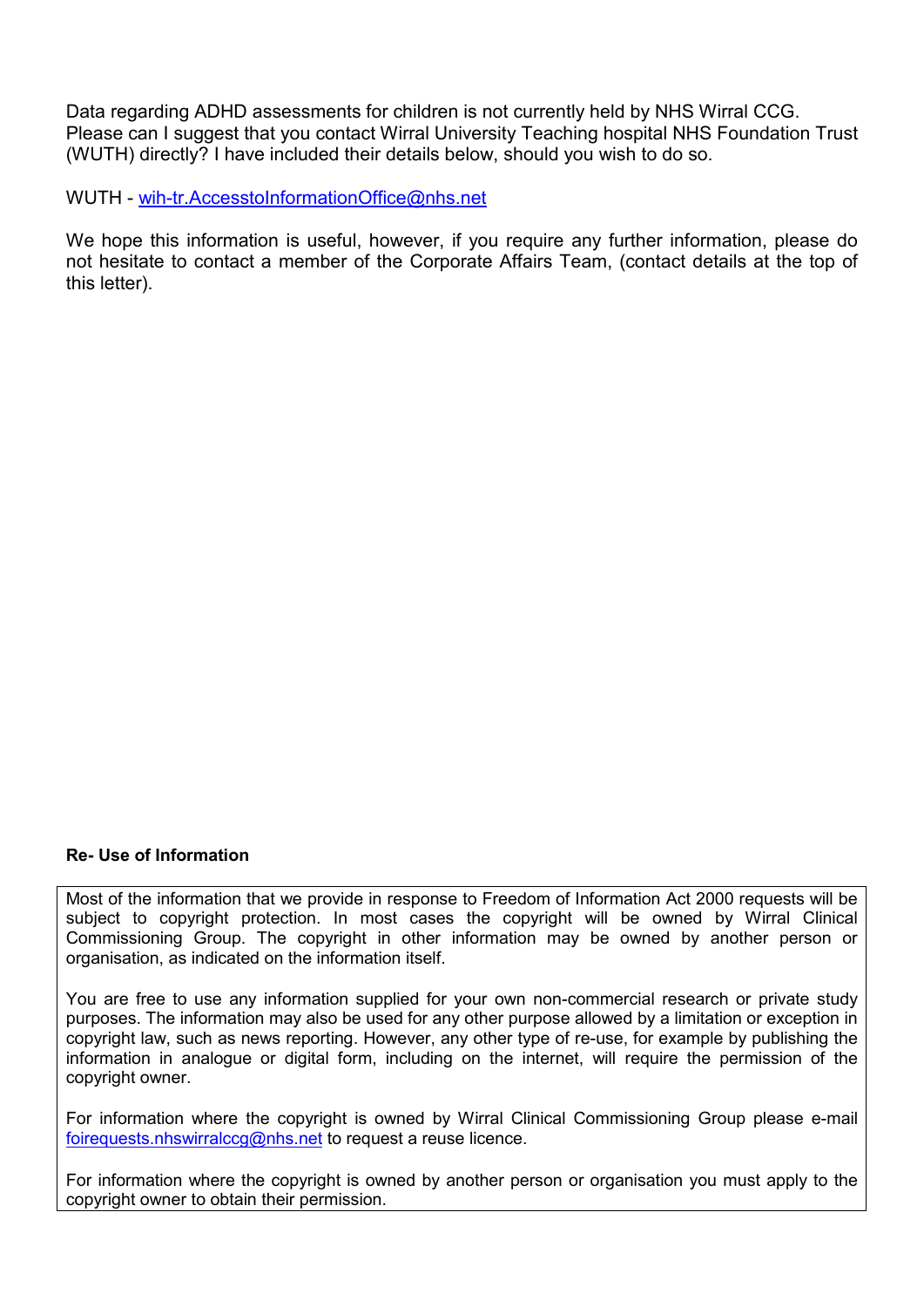Data regarding ADHD assessments for children is not currently held by NHS Wirral CCG. Please can I suggest that you contact Wirral University Teaching hospital NHS Foundation Trust (WUTH) directly? I have included their details below, should you wish to do so.

WUTH - wih-tr.AccesstoInformationOffice@nhs.net

We hope this information is useful, however, if you require any further information, please do not hesitate to contact a member of the Corporate Affairs Team, (contact details at the top of this letter).

**Re- Use of Information**

Most of the information that we provide in response to Freedom of Information Act 2000 requests will be subject to copyright protection. In most cases the copyright will be owned by Wirral Clinical Commissioning Group. The copyright in other information may be owned by another person or organisation, as indicated on the information itself.

You are free to use any information supplied for your own non-commercial research or private study purposes. The information may also be used for any other purpose allowed by a limitation or exception in copyright law, such as news reporting. However, any other type of re-use, for example by publishing the information in analogue or digital form, including on the internet, will require the permission of the copyright owner.

For information where the copyright is owned by Wirral Clinical Commissioning Group please e-mail foirequests.nhswirralccg@nhs.net to request a reuse licence.

For information where the copyright is owned by another person or organisation you must apply to the copyright owner to obtain their permission.